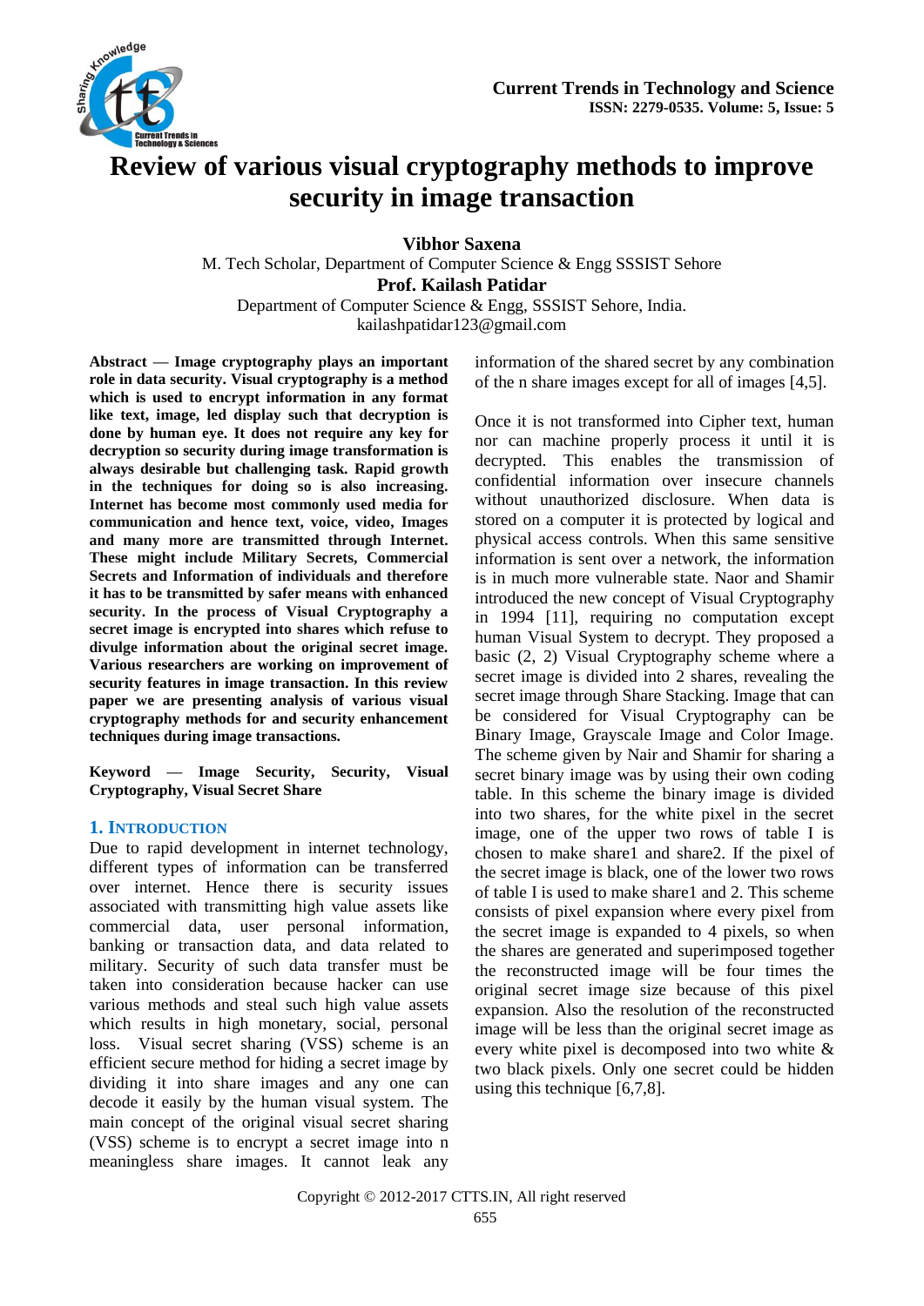# Review of various visual cryptography methods to improve security in image transaction

**Vibhor Saxena**
M. Tech Scholar, Department of Computer Science & Engg SSSIST Sehore
**Prof. Kailash Patidar**
Department of Computer Science & Engg, SSSIST Sehore, India.
kailashpatidar123@gmail.com

**Abstract — Image cryptography plays an important role in data security. Visual cryptography is a method which is used to encrypt information in any format like text, image, led display such that decryption is done by human eye. It does not require any key for decryption so security during image transformation is always desirable but challenging task. Rapid growth in the techniques for doing so is also increasing. Internet has become most commonly used media for communication and hence text, voice, video, Images and many more are transmitted through Internet. These might include Military Secrets, Commercial Secrets and Information of individuals and therefore it has to be transmitted by safer means with enhanced security. In the process of Visual Cryptography a secret image is encrypted into shares which refuse to divulge information about the original secret image. Various researchers are working on improvement of security features in image transaction. In this review paper we are presenting analysis of various visual cryptography methods for and security enhancement techniques during image transactions.**

**Keyword — Image Security, Security, Visual Cryptography, Visual Secret Share**

## 1. Introduction

Due to rapid development in internet technology, different types of information can be transferred over internet. Hence there is security issues associated with transmitting high value assets like commercial data, user personal information, banking or transaction data, and data related to military. Security of such data transfer must be taken into consideration because hacker can use various methods and steal such high value assets which results in high monetary, social, personal loss. Visual secret sharing (VSS) scheme is an efficient secure method for hiding a secret image by dividing it into share images and any one can decode it easily by the human visual system. The main concept of the original visual secret sharing (VSS) scheme is to encrypt a secret image into n meaningless share images. It cannot leak any information of the shared secret by any combination of the n share images except for all of images [4,5].

Once it is not transformed into Cipher text, human nor can machine properly process it until it is decrypted. This enables the transmission of confidential information over insecure channels without unauthorized disclosure. When data is stored on a computer it is protected by logical and physical access controls. When this same sensitive information is sent over a network, the information is in much more vulnerable state. Naor and Shamir introduced the new concept of Visual Cryptography in 1994 [11], requiring no computation except human Visual System to decrypt. They proposed a basic (2, 2) Visual Cryptography scheme where a secret image is divided into 2 shares, revealing the secret image through Share Stacking. Image that can be considered for Visual Cryptography can be Binary Image, Grayscale Image and Color Image. The scheme given by Nair and Shamir for sharing a secret binary image was by using their own coding table. In this scheme the binary image is divided into two shares, for the white pixel in the secret image, one of the upper two rows of table I is chosen to make share1 and share2. If the pixel of the secret image is black, one of the lower two rows of table I is used to make share1 and 2. This scheme consists of pixel expansion where every pixel from the secret image is expanded to 4 pixels, so when the shares are generated and superimposed together the reconstructed image will be four times the original secret image size because of this pixel expansion. Also the resolution of the reconstructed image will be less than the original secret image as every white pixel is decomposed into two white & two black pixels. Only one secret could be hidden using this technique [6,7,8].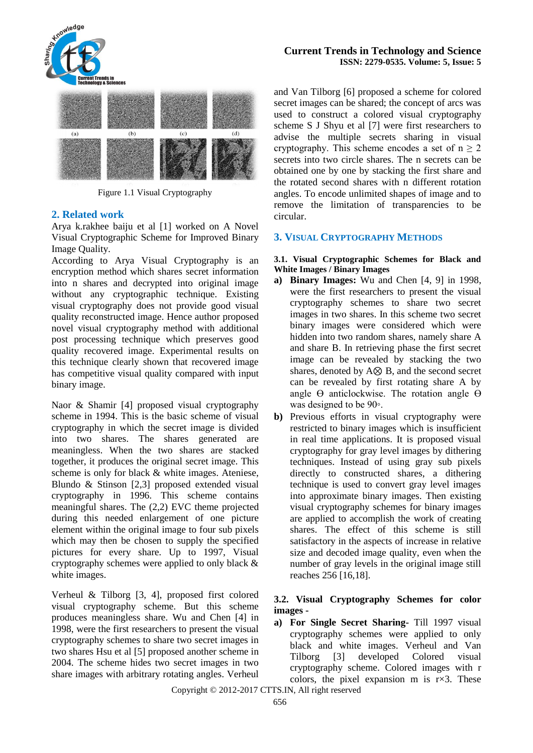Figure 1.1 Visual Cryptography

## 2. Related work

Arya k.rakhee baiju et al [1] worked on A Novel Visual Cryptographic Scheme for Improved Binary Image Quality.

According to Arya Visual Cryptography is an encryption method which shares secret information into n shares and decrypted into original image without any cryptographic technique. Existing visual cryptography does not provide good visual quality reconstructed image. Hence author proposed novel visual cryptography method with additional post processing technique which preserves good quality recovered image. Experimental results on this technique clearly shown that recovered image has competitive visual quality compared with input binary image.

Naor & Shamir [4] proposed visual cryptography scheme in 1994. This is the basic scheme of visual cryptography in which the secret image is divided into two shares. The shares generated are meaningless. When the two shares are stacked together, it produces the original secret image. This scheme is only for black & white images. Ateniese, Blundo & Stinson [2,3] proposed extended visual cryptography in 1996. This scheme contains meaningful shares. The (2,2) EVC theme projected during this needed enlargement of one picture element within the original image to four sub pixels which may then be chosen to supply the specified pictures for every share. Up to 1997, Visual cryptography schemes were applied to only black & white images.

Verheul & Tilborg [3, 4], proposed first colored visual cryptography scheme. But this scheme produces meaningless share. Wu and Chen [4] in 1998, were the first researchers to present the visual cryptography schemes to share two secret images in two shares Hsu et al [5] proposed another scheme in 2004. The scheme hides two secret images in two share images with arbitrary rotating angles. Verheul and Van Tilborg [6] proposed a scheme for colored secret images can be shared; the concept of arcs was used to construct a colored visual cryptography scheme S J Shyu et al [7] were first researchers to advise the multiple secrets sharing in visual cryptography. This scheme encodes a set of $n \geq 2$ secrets into two circle shares. The n secrets can be obtained one by one by stacking the first share and the rotated second shares with n different rotation angles. To encode unlimited shapes of image and to remove the limitation of transparencies to be circular.

## 3. Visual Cryptography Methods

### 3.1. Visual Cryptographic Schemes for Black and White Images / Binary Images

a) **Binary Images:** Wu and Chen [4, 9] in 1998, were the first researchers to present the visual cryptography schemes to share two secret images in two shares. In this scheme two secret binary images were considered which were hidden into two random shares, namely share A and share B. In retrieving phase the first secret image can be revealed by stacking the two shares, denoted by $A \otimes B$, and the second secret can be revealed by first rotating share A by angle ϴ anticlockwise. The rotation angle ϴ was designed to be 90◦.

b) Previous efforts in visual cryptography were restricted to binary images which is insufficient in real time applications. It is proposed visual cryptography for gray level images by dithering techniques. Instead of using gray sub pixels directly to constructed shares, a dithering technique is used to convert gray level images into approximate binary images. Then existing visual cryptography schemes for binary images are applied to accomplish the work of creating shares. The effect of this scheme is still satisfactory in the aspects of increase in relative size and decoded image quality, even when the number of gray levels in the original image still reaches 256 [16,18].

### 3.2. Visual Cryptography Schemes for color images -

a) **For Single Secret Sharing-** Till 1997 visual cryptography schemes were applied to only black and white images. Verheul and Van Tilborg [3] developed Colored visual cryptography scheme. Colored images with r colors, the pixel expansion m is $r \times 3$. These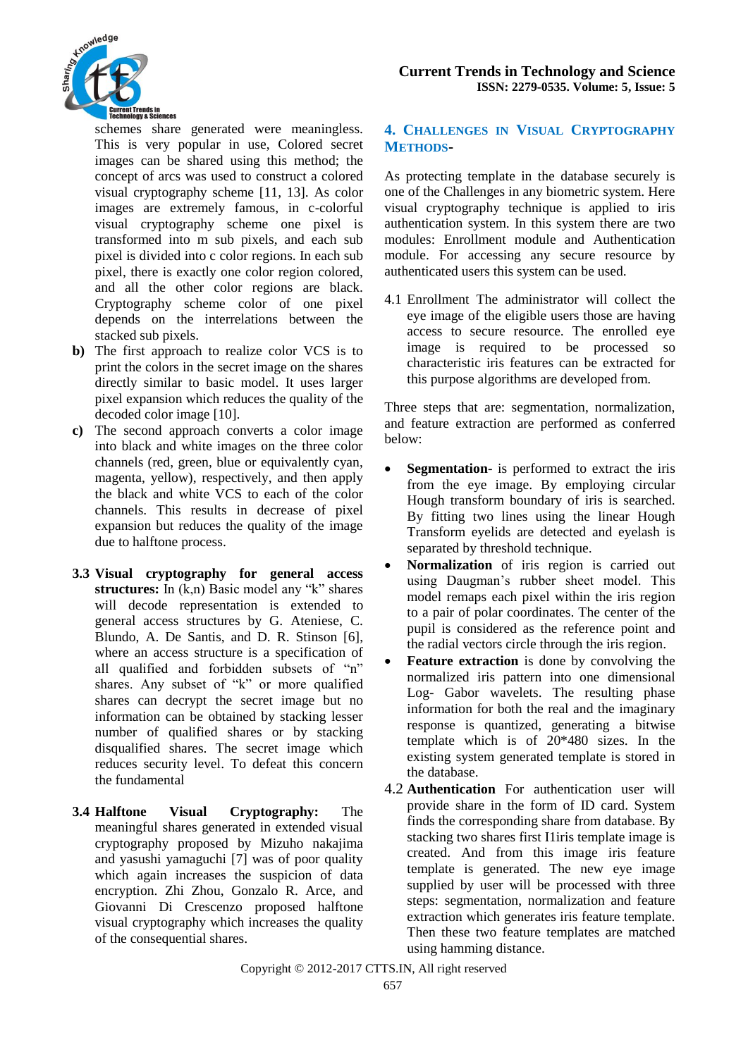schemes share generated were meaningless. This is very popular in use, Colored secret images can be shared using this method; the concept of arcs was used to construct a colored visual cryptography scheme [11, 13]. As color images are extremely famous, in c-colorful visual cryptography scheme one pixel is transformed into m sub pixels, and each sub pixel is divided into c color regions. In each sub pixel, there is exactly one color region colored, and all the other color regions are black. Cryptography scheme color of one pixel depends on the interrelations between the stacked sub pixels.

**b)** The first approach to realize color VCS is to print the colors in the secret image on the shares directly similar to basic model. It uses larger pixel expansion which reduces the quality of the decoded color image [10].

**c)** The second approach converts a color image into black and white images on the three color channels (red, green, blue or equivalently cyan, magenta, yellow), respectively, and then apply the black and white VCS to each of the color channels. This results in decrease of pixel expansion but reduces the quality of the image due to halftone process.

**3.3 Visual cryptography for general access structures:** In (k,n) Basic model any "k" shares will decode representation is extended to general access structures by G. Ateniese, C. Blundo, A. De Santis, and D. R. Stinson [6], where an access structure is a specification of all qualified and forbidden subsets of "n" shares. Any subset of "k" or more qualified shares can decrypt the secret image but no information can be obtained by stacking lesser number of qualified shares or by stacking disqualified shares. The secret image which reduces security level. To defeat this concern the fundamental

**3.4 Halftone Visual Cryptography:** The meaningful shares generated in extended visual cryptography proposed by Mizuho nakajima and yasushi yamaguchi [7] was of poor quality which again increases the suspicion of data encryption. Zhi Zhou, Gonzalo R. Arce, and Giovanni Di Crescenzo proposed halftone visual cryptography which increases the quality of the consequential shares.

## 4. Challenges in Visual Cryptography Methods-

As protecting template in the database securely is one of the Challenges in any biometric system. Here visual cryptography technique is applied to iris authentication system. In this system there are two modules: Enrollment module and Authentication module. For accessing any secure resource by authenticated users this system can be used.

4.1 Enrollment The administrator will collect the eye image of the eligible users those are having access to secure resource. The enrolled eye image is required to be processed so characteristic iris features can be extracted for this purpose algorithms are developed from.

Three steps that are: segmentation, normalization, and feature extraction are performed as conferred below:

- **Segmentation**- is performed to extract the iris from the eye image. By employing circular Hough transform boundary of iris is searched. By fitting two lines using the linear Hough Transform eyelids are detected and eyelash is separated by threshold technique.
- **Normalization** of iris region is carried out using Daugman's rubber sheet model. This model remaps each pixel within the iris region to a pair of polar coordinates. The center of the pupil is considered as the reference point and the radial vectors circle through the iris region.
- **Feature extraction** is done by convolving the normalized iris pattern into one dimensional Log- Gabor wavelets. The resulting phase information for both the real and the imaginary response is quantized, generating a bitwise template which is of 20*480 sizes. In the existing system generated template is stored in the database.

4.2 **Authentication** For authentication user will provide share in the form of ID card. System finds the corresponding share from database. By stacking two shares first I1iris template image is created. And from this image iris feature template is generated. The new eye image supplied by user will be processed with three steps: segmentation, normalization and feature extraction which generates iris feature template. Then these two feature templates are matched using hamming distance.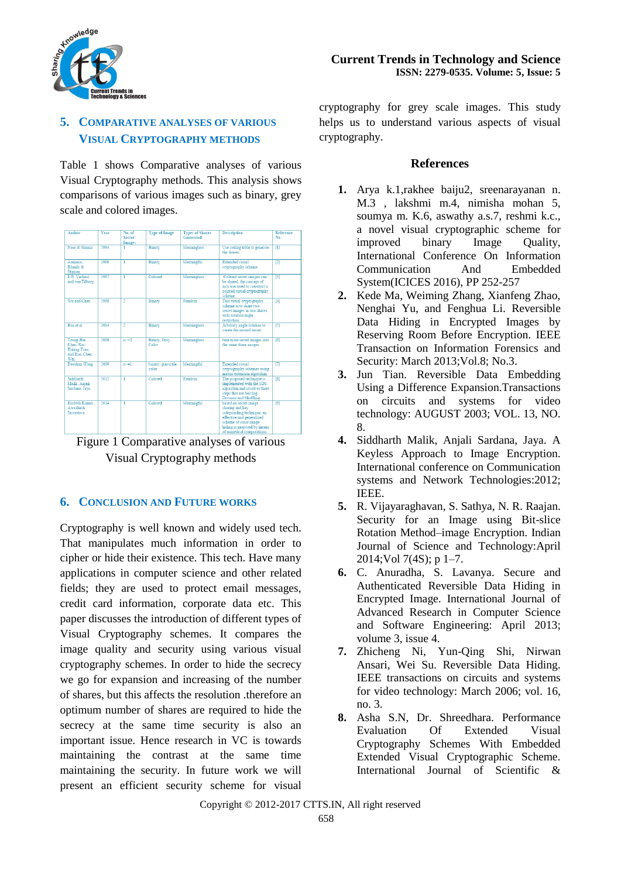## 5. Comparative Analyses of Various Visual Cryptography Methods

Table 1 shows Comparative analyses of various Visual Cryptography methods. This analysis shows comparisons of various images such as binary, grey scale and colored images.

| Author | Year | No. of Secret Image | Type of Image | Types of Shares Generated | Description | Reference No. |
|---|---|---|---|---|---|---|
| Naor & Shamir | 1994 | 1 | Binary | Meaningless | Use coding table to generate the shares | [1] |
| Ateniese, Blundo & Stinson | 1996 | 1 | Binary | Meaningful | Extended visual cryptography scheme | [2] |
| E.R. Verheul and von Tilborg | 1997 | 1 | Colored | Meaningless | Colored secret images can be shared, the concept of arcs was used to construct a colored visual cryptography scheme. | [3] |
| Wu and Chen | 1998 | 2 | Binary | Random | This visual cryptography scheme is to share two secret images in two shares, with rotation angle restriction. | [4] |
| Hsu et al | 2004 | 2 | Binary | Meaningless | Arbitrary angle rotation to create the second secret. | [5] |
| Tzung-Her Chen, Kai-Hsiang Tsao, and Kuo-Chen Wei | 2008 | n>=2 | Binary, Grey, Color | Meaningless | turn more secret images into the same share images | [6] |
| Daoshun Wang | 2009 | n>=1 | binary, grayscale, color | Meaningful | Extended visual cryptography schemes using matrix extension algorithm | [7] |
| Siddharth Malik, Anjali Sardana, Jaya | 2012 | 1 | Colored | Random | The proposed technique is implemented with the SDS algorithm and involves three steps that are Sieving, Division and Shuffling | [8] |
| Hirdesh Kumar, Awadhesh Srivastava | 2014 | 1 | Colored | Meaningful | based on secret image sharing and key safeguarding technique, an effective and generalized scheme of color image hiding is proposed by means of numerical computations | [9] |

Figure 1 Comparative analyses of various Visual Cryptography methods

## 6. Conclusion and Future Works

Cryptography is well known and widely used tech. That manipulates much information in order to cipher or hide their existence. This tech. Have many applications in computer science and other related fields; they are used to protect email messages, credit card information, corporate data etc. This paper discusses the introduction of different types of Visual Cryptography schemes. It compares the image quality and security using various visual cryptography schemes. In order to hide the secrecy we go for expansion and increasing of the number of shares, but this affects the resolution .therefore an optimum number of shares are required to hide the secrecy at the same time security is also an important issue. Hence research in VC is towards maintaining the contrast at the same time maintaining the security. In future work we will present an efficient security scheme for visual cryptography for grey scale images. This study helps us to understand various aspects of visual cryptography.

## References

1. Arya k.1,rakhee baiju2, sreenarayanan n. M.3 , lakshmi m.4, nimisha mohan 5, soumya m. K.6, aswathy a.s.7, reshmi k.c., a novel visual cryptographic scheme for improved binary Image Quality, International Conference On Information Communication And Embedded System(ICICES 2016), PP 252-257
2. Kede Ma, Weiming Zhang, Xianfeng Zhao, Nenghai Yu, and Fenghua Li. Reversible Data Hiding in Encrypted Images by Reserving Room Before Encryption. IEEE Transaction on Information Forensics and Security: March 2013;Vol.8; No.3.
3. Jun Tian. Reversible Data Embedding Using a Difference Expansion.Transactions on circuits and systems for video technology: AUGUST 2003; VOL. 13, NO. 8.
4. Siddharth Malik, Anjali Sardana, Jaya. A Keyless Approach to Image Encryption. International conference on Communication systems and Network Technologies:2012; IEEE.
5. R. Vijayaraghavan, S. Sathya, N. R. Raajan. Security for an Image using Bit-slice Rotation Method–image Encryption. Indian Journal of Science and Technology:April 2014;Vol 7(4S); p 1–7.
6. C. Anuradha, S. Lavanya. Secure and Authenticated Reversible Data Hiding in Encrypted Image. International Journal of Advanced Research in Computer Science and Software Engineering: April 2013; volume 3, issue 4.
7. Zhicheng Ni, Yun-Qing Shi, Nirwan Ansari, Wei Su. Reversible Data Hiding. IEEE transactions on circuits and systems for video technology: March 2006; vol. 16, no. 3.
8. Asha S.N, Dr. Shreedhara. Performance Evaluation Of Extended Visual Cryptography Schemes With Embedded Extended Visual Cryptographic Scheme. International Journal of Scientific &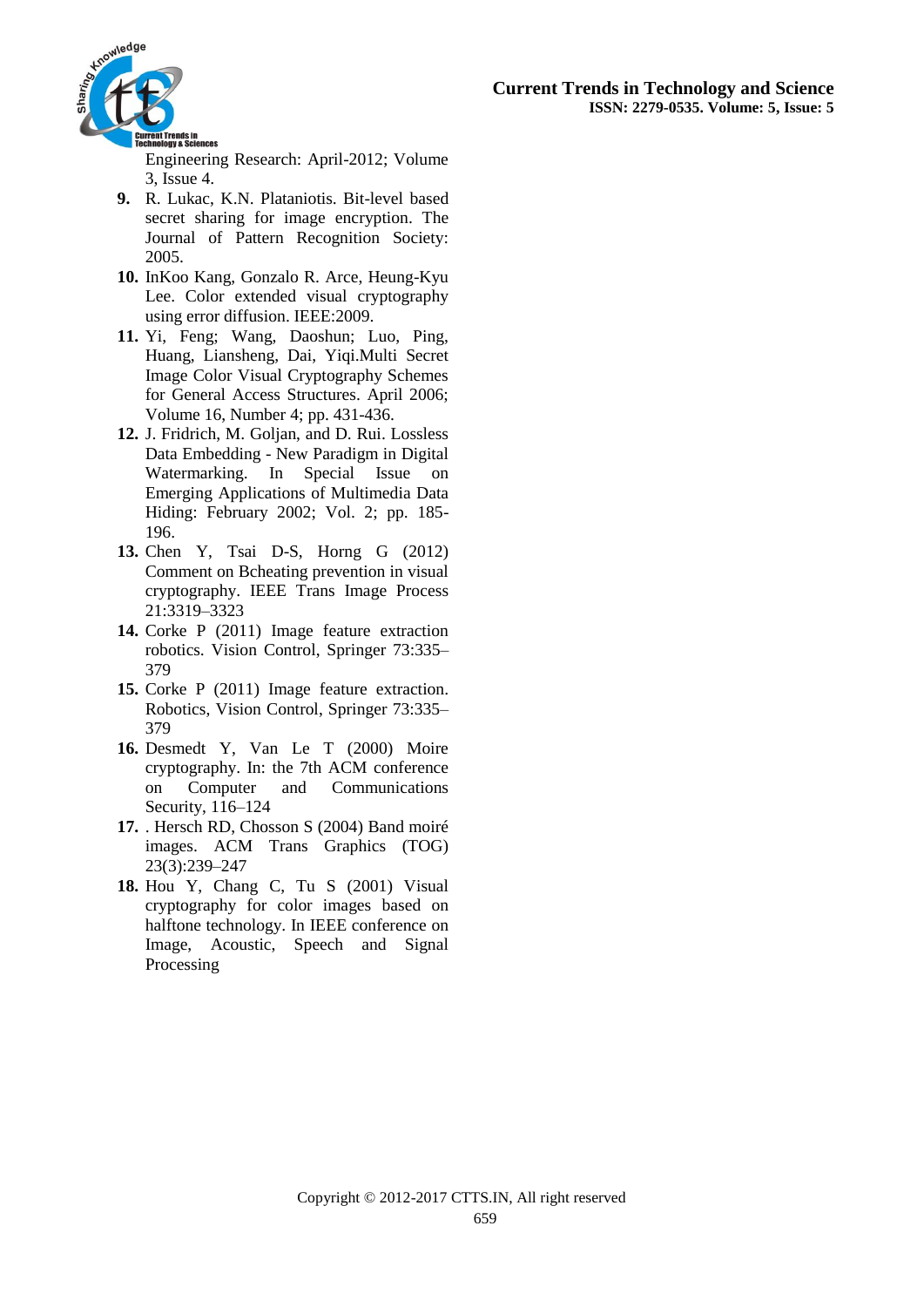Engineering Research: April-2012; Volume 3, Issue 4.

9. R. Lukac, K.N. Plataniotis. Bit-level based secret sharing for image encryption. The Journal of Pattern Recognition Society: 2005.
10. InKoo Kang, Gonzalo R. Arce, Heung-Kyu Lee. Color extended visual cryptography using error diffusion. IEEE:2009.
11. Yi, Feng; Wang, Daoshun; Luo, Ping, Huang, Liansheng, Dai, Yiqi.Multi Secret Image Color Visual Cryptography Schemes for General Access Structures. April 2006; Volume 16, Number 4; pp. 431-436.
12. J. Fridrich, M. Goljan, and D. Rui. Lossless Data Embedding - New Paradigm in Digital Watermarking. In Special Issue on Emerging Applications of Multimedia Data Hiding: February 2002; Vol. 2; pp. 185-196.
13. Chen Y, Tsai D-S, Horng G (2012) Comment on Bcheating prevention in visual cryptography. IEEE Trans Image Process 21:3319–3323
14. Corke P (2011) Image feature extraction robotics. Vision Control, Springer 73:335–379
15. Corke P (2011) Image feature extraction. Robotics, Vision Control, Springer 73:335–379
16. Desmedt Y, Van Le T (2000) Moire cryptography. In: the 7th ACM conference on Computer and Communications Security, 116–124
17. . Hersch RD, Chosson S (2004) Band moiré images. ACM Trans Graphics (TOG) 23(3):239–247
18. Hou Y, Chang C, Tu S (2001) Visual cryptography for color images based on halftone technology. In IEEE conference on Image, Acoustic, Speech and Signal Processing